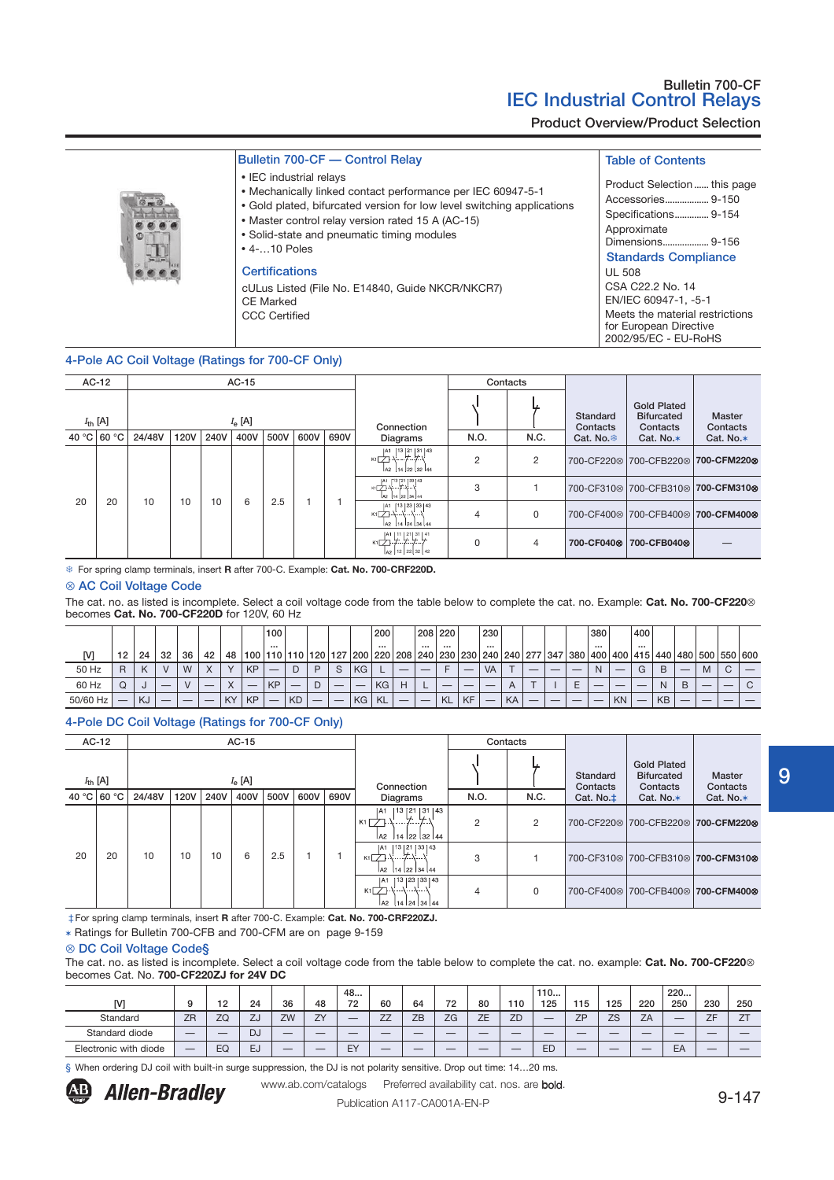## Bulletin 700-CF — Control Relay

- IEC industrial relays
- Mechanically linked contact performance per IEC 60947-5-1
- Gold plated, bifurcated version for low level switching applications
- Master control relay version rated 15 A (AC-15)
- Solid-state and pneumatic timing modules
- 4-…10 Poles

### Certifications

cULus Listed (File No. E14840, Guide NKCR/NKCR7)
CE Marked
CCC Certified

### Table of Contents

Product Selection ...... this page
Accessories................. 9-150
Specifications............. 9-154
Approximate Dimensions.................. 9-156

### Standards Compliance

UL 508
CSA C22.2 No. 14
EN/IEC 60947-1, -5-1
Meets the material restrictions for European Directive 2002/95/EC - EU-RoHS

## 4-Pole AC Coil Voltage (Ratings for 700-CF Only)

| AC-12 | | AC-15 | | | | | | | Connection Diagrams | Contacts | | Standard Contacts Cat. No.❄ | Gold Plated Bifurcated Contacts Cat. No.∗ | Master Contacts Cat. No.∗ |
|---|---|---|---|---|---|---|---|---|---|---|---|---|---|---|
| $I_{th}$ [A] | | $I_e$ [A] | | | | | | | | | | | | |
| 40 °C | 60 °C | 24/48V | 120V | 240V | 400V | 500V | 600V | 690V | | N.O. | N.C. | | | |
| 20 | 20 | 10 | 10 | 10 | 6 | 2.5 | 1 | 1 | | 2 | 2 | 700-CF220⊗ | 700-CFB220⊗ | **700-CFM220⊗** |
| | | | | | | | | | | 3 | 1 | 700-CF310⊗ | 700-CFB310⊗ | **700-CFM310⊗** |
| | | | | | | | | | | 4 | 0 | 700-CF400⊗ | 700-CFB400⊗ | **700-CFM400⊗** |
| | | | | | | | | | | 0 | 4 | **700-CF040⊗** | **700-CFB040⊗** | — |

❄ For spring clamp terminals, insert **R** after 700-C. Example: **Cat. No. 700-CRF220D.**

### ⊗ AC Coil Voltage Code

The cat. no. as listed is incomplete. Select a coil voltage code from the table below to complete the cat. no. Example: **Cat. No. 700-CF220**⊗ becomes **Cat. No. 700-CF220D** for 120V, 60 Hz

| [V] | 12 | 24 | 32 | 36 | 42 | 48 | 100 | 100…110 | 110 | 120 | 127 | 200 | 200…220 | 208 | 208…240 | 220…230 | 230 | 230…240 | 240 | 277 | 347 | 380 | 380…400 | 400 | 400…415 | 440 | 480 | 500 | 550 | 600 |
|---|---|---|---|---|---|---|---|---|---|---|---|---|---|---|---|---|---|---|---|---|---|---|---|---|---|---|---|---|---|---|
| 50 Hz | R | K | V | W | X | Y | KP | — | D | P | S | KG | L | — | — | F | — | VA | T | — | — | — | N | — | G | B | — | M | C | — |
| 60 Hz | Q | J | — | V | — | X | — | KP | — | D | — | — | KG | H | L | — | — | — | A | T | I | E | — | — | — | N | B | — | — | C |
| 50/60 Hz | — | KJ | — | — | — | KY | KP | — | KD | — | — | KG | KL | — | — | KL | KF | — | KA | — | — | — | — | KN | — | KB | — | — | — | — |

## 4-Pole DC Coil Voltage (Ratings for 700-CF Only)

| AC-12 | | AC-15 | | | | | | | Connection Diagrams | Contacts | | Standard Contacts Cat. No.‡ | Gold Plated Bifurcated Contacts Cat. No.∗ | Master Contacts Cat. No.∗ |
|---|---|---|---|---|---|---|---|---|---|---|---|---|---|---|
| $I_{th}$ [A] | | $I_e$ [A] | | | | | | | | | | | | |
| 40 °C | 60 °C | 24/48V | 120V | 240V | 400V | 500V | 600V | 690V | | N.O. | N.C. | | | |
| 20 | 20 | 10 | 10 | 10 | 6 | 2.5 | 1 | 1 | | 2 | 2 | 700-CF220⊗ | 700-CFB220⊗ | **700-CFM220⊗** |
| | | | | | | | | | | 3 | 1 | 700-CF310⊗ | 700-CFB310⊗ | **700-CFM310⊗** |
| | | | | | | | | | | 4 | 0 | 700-CF400⊗ | 700-CFB400⊗ | **700-CFM400⊗** |

‡ For spring clamp terminals, insert **R** after 700-C. Example: **Cat. No. 700-CRF220ZJ.**
∗ Ratings for Bulletin 700-CFB and 700-CFM are on page 9-159

### ⊗ DC Coil Voltage Code§

The cat. no. as listed is incomplete. Select a coil voltage code from the table below to complete the cat. no. example: **Cat. No. 700-CF220**⊗ becomes Cat. No. **700-CF220ZJ for 24V DC**

| [V] | 9 | 12 | 24 | 36 | 48 | 48…72 | 60 | 64 | 72 | 80 | 110 | 110…125 | 115 | 125 | 220 | 220…250 | 230 | 250 |
|---|---|---|---|---|---|---|---|---|---|---|---|---|---|---|---|---|---|---|
| Standard | ZR | ZQ | ZJ | ZW | ZY | — | ZZ | ZB | ZG | ZE | ZD | — | ZP | ZS | ZA | — | ZF | ZT |
| Standard diode | — | — | DJ | — | — | — | — | — | — | — | — | — | — | — | — | — | — | — |
| Electronic with diode | — | EQ | EJ | — | — | EY | — | — | — | — | — | ED | — | — | — | EA | — | — |

§ When ordering DJ coil with built-in surge suppression, the DJ is not polarity sensitive. Drop out time: 14…20 ms.

www.ab.com/catalogs Preferred availability cat. nos. are **bold**.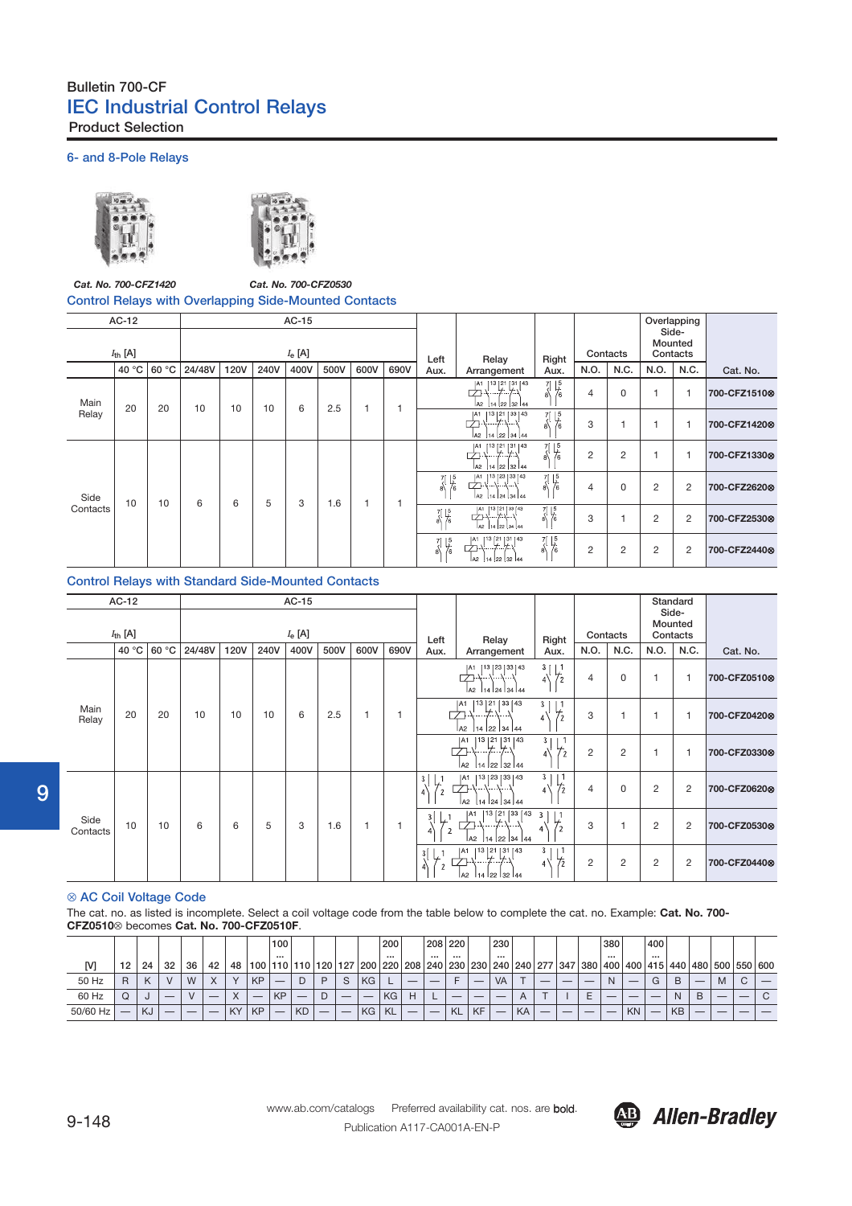# Bulletin 700-CF
## IEC Industrial Control Relays
### Product Selection

#### 6- and 8-Pole Relays

*Cat. No. 700-CFZ1420*

*Cat. No. 700-CFZ0530*

#### Control Relays with Overlapping Side-Mounted Contacts

| | AC-12 | | AC-15 | | | | | | | Left Aux. | Relay Arrangement | Right Aux. | Contacts | | Overlapping Side-Mounted Contacts | | Cat. No. |
|---|---|---|---|---|---|---|---|---|---|---|---|---|---|---|---|---|---|
| | $I_{th}$ [A] | | $I_e$ [A] | | | | | | | | | | | | | | |
| | 40 °C | 60 °C | 24/48V | 120V | 240V | 400V | 500V | 600V | 690V | | | | N.O. | N.C. | N.O. | N.C. | |
| Main Relay | 20 | 20 | 10 | 10 | 10 | 6 | 2.5 | 1 | 1 | | | | 4 | 0 | 1 | 1 | **700-CFZ1510⊗** |
| | | | | | | | | | | | | | 3 | 1 | 1 | 1 | **700-CFZ1420⊗** |
| Side Contacts | 10 | 10 | 6 | 6 | 5 | 3 | 1.6 | 1 | 1 | | | | 2 | 2 | 1 | 1 | **700-CFZ1330⊗** |
| | | | | | | | | | | | | | 4 | 0 | 2 | 2 | **700-CFZ2620⊗** |
| | | | | | | | | | | | | | 3 | 1 | 2 | 2 | **700-CFZ2530⊗** |
| | | | | | | | | | | | | | 2 | 2 | 2 | 2 | **700-CFZ2440⊗** |

#### Control Relays with Standard Side-Mounted Contacts

| | AC-12 | | AC-15 | | | | | | | Left Aux. | Relay Arrangement | Right Aux. | Contacts | | Standard Side-Mounted Contacts | | Cat. No. |
|---|---|---|---|---|---|---|---|---|---|---|---|---|---|---|---|---|---|
| | $I_{th}$ [A] | | $I_e$ [A] | | | | | | | | | | | | | | |
| | 40 °C | 60 °C | 24/48V | 120V | 240V | 400V | 500V | 600V | 690V | | | | N.O. | N.C. | N.O. | N.C. | |
| Main Relay | 20 | 20 | 10 | 10 | 10 | 6 | 2.5 | 1 | 1 | | | | 4 | 0 | 1 | 1 | **700-CFZ0510⊗** |
| | | | | | | | | | | | | | 3 | 1 | 1 | 1 | **700-CFZ0420⊗** |
| | | | | | | | | | | | | | 2 | 2 | 1 | 1 | **700-CFZ0330⊗** |
| Side Contacts | 10 | 10 | 6 | 6 | 5 | 3 | 1.6 | 1 | 1 | | | | 4 | 0 | 2 | 2 | **700-CFZ0620⊗** |
| | | | | | | | | | | | | | 3 | 1 | 2 | 2 | **700-CFZ0530⊗** |
| | | | | | | | | | | | | | 2 | 2 | 2 | 2 | **700-CFZ0440⊗** |

#### ⊗ AC Coil Voltage Code

The cat. no. as listed is incomplete. Select a coil voltage code from the table below to complete the cat. no. Example: **Cat. No. 700-CFZ0510⊗** becomes **Cat. No. 700-CFZ0510F**.

| [V] | 12 | 24 | 32 | 36 | 42 | 48 | 100 | 100…110 | 110 | 120 | 127 | 200 | 200…220 | 208 | 208…240 | 220…230 | 230 | 230…240 | 240 | 277 | 347 | 380 | 380…400 | 400 | 400…415 | 440 | 480 | 500 | 550 | 600 |
|---|---|---|---|---|---|---|---|---|---|---|---|---|---|---|---|---|---|---|---|---|---|---|---|---|---|---|---|---|---|---|
| 50 Hz | R | K | V | W | X | Y | KP | — | D | P | S | KG | L | — | — | F | — | VA | T | — | — | — | N | — | G | B | — | M | C | — |
| 60 Hz | Q | J | — | V | — | X | — | KP | — | D | — | — | KG | H | L | — | — | — | A | T | I | E | — | — | — | N | B | — | — | C |
| 50/60 Hz | — | KJ | — | — | — | KY | KP | — | KD | — | — | KG | KL | — | — | KL | KF | — | KA | — | — | — | — | KN | — | KB | — | — | — | — |

www.ab.com/catalogs Preferred availability cat. nos. are **bold**.
Publication A117-CA001A-EN-P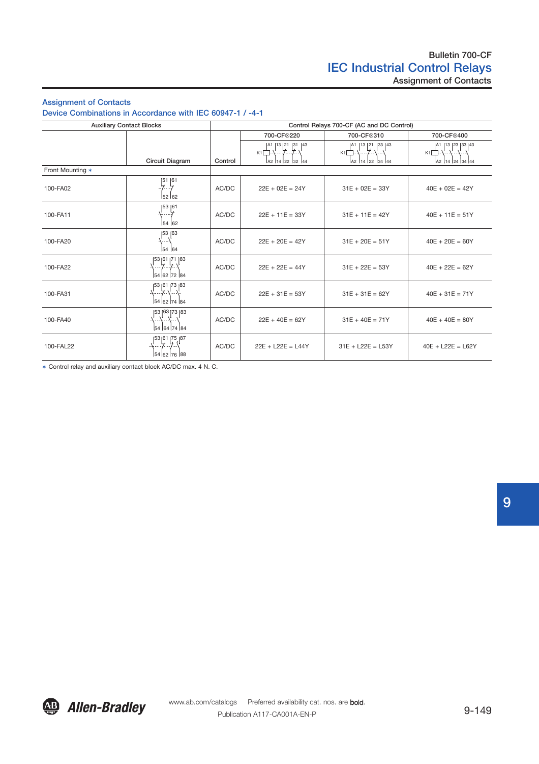## Assignment of Contacts

### Device Combinations in Accordance with IEC 60947-1 / -4-1

| Auxiliary Contact Blocks | | | Control Relays 700-CF (AC and DC Control) | | |
|---|---|---|---|---|---|
| | | | 700-CF⊗220 | 700-CF⊗310 | 700-CF⊗400 |
| | Circuit Diagram | Control | A1 13 21 31 43 / K1 / A2 14 22 32 44 | A1 13 21 33 43 / K1 / A2 14 22 34 44 | A1 13 23 33 43 / K1 / A2 14 24 34 44 |
| Front Mounting ∗ | | | | | |
| 100-FA02 | 51 61 / 52 62 | AC/DC | 22E + 02E = 24Y | 31E + 02E = 33Y | 40E + 02E = 42Y |
| 100-FA11 | 53 61 / 54 62 | AC/DC | 22E + 11E = 33Y | 31E + 11E = 42Y | 40E + 11E = 51Y |
| 100-FA20 | 53 63 / 54 64 | AC/DC | 22E + 20E = 42Y | 31E + 20E = 51Y | 40E + 20E = 60Y |
| 100-FA22 | 53 61 71 83 / 54 62 72 84 | AC/DC | 22E + 22E = 44Y | 31E + 22E = 53Y | 40E + 22E = 62Y |
| 100-FA31 | 53 61 73 83 / 54 62 74 84 | AC/DC | 22E + 31E = 53Y | 31E + 31E = 62Y | 40E + 31E = 71Y |
| 100-FA40 | 53 63 73 83 / 54 64 74 84 | AC/DC | 22E + 40E = 62Y | 31E + 40E = 71Y | 40E + 40E = 80Y |
| 100-FAL22 | 53 61 75 87 / 54 62 76 88 | AC/DC | 22E + L22E = L44Y | 31E + L22E = L53Y | 40E + L22E = L62Y |

∗ Control relay and auxiliary contact block AC/DC max. 4 N. C.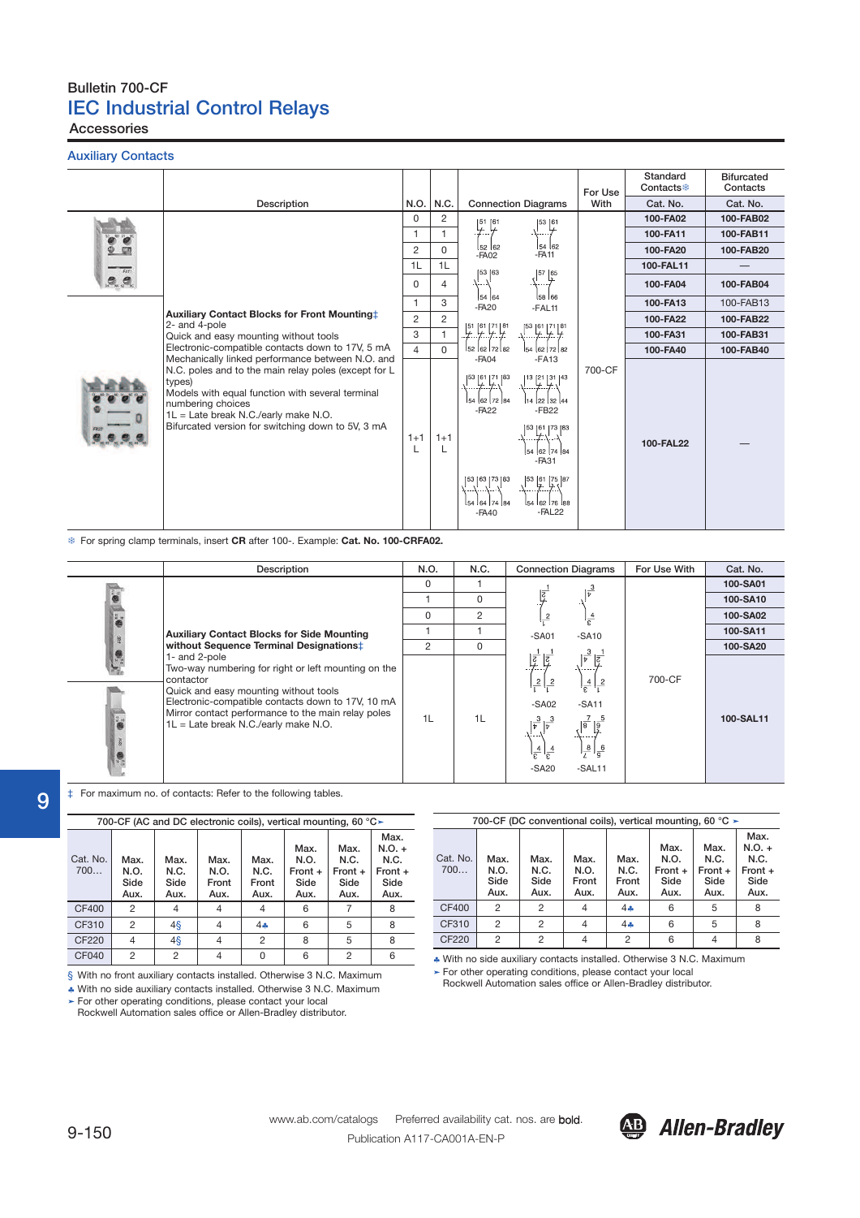Bulletin 700-CF

# IEC Industrial Control Relays

Accessories

## Auxiliary Contacts

| Description | N.O. | N.C. | Connection Diagrams | For Use With | Standard Contacts❄ Cat. No. | Bifurcated Contacts Cat. No. |
|---|---|---|---|---|---|---|
| **Auxiliary Contact Blocks for Front Mounting‡** 2- and 4-pole Quick and easy mounting without tools Electronic-compatible contacts down to 17V, 5 mA Mechanically linked performance between N.O. and N.C. poles and to the main relay poles (except for L types) Models with equal function with several terminal numbering choices 1L = Late break N.C./early make N.O. Bifurcated version for switching down to 5V, 3 mA | 0 | 2 | -FA02 | 700-CF | **100-FA02** | **100-FAB02** |
| | 1 | 1 | -FA11 | | **100-FA11** | **100-FAB11** |
| | 2 | 0 | -FA20 | | **100-FA20** | **100-FAB20** |
| | 1L | 1L | -FAL11 | | **100-FAL11** | — |
| | 0 | 4 | -FA04 | | **100-FA04** | **100-FAB04** |
| | 1 | 3 | -FA13 | | **100-FA13** | 100-FAB13 |
| | 2 | 2 | -FA22, -FB22 | | **100-FA22** | **100-FAB22** |
| | 3 | 1 | -FA31 | | **100-FA31** | **100-FAB31** |
| | 4 | 0 | -FA40 | | **100-FA40** | **100-FAB40** |
| | 1+1 L | 1+1 L | -FAL22 | | **100-FAL22** | — |

❄ For spring clamp terminals, insert **CR** after 100-. Example: **Cat. No. 100-CRFA02.**

| Description | N.O. | N.C. | Connection Diagrams | For Use With | Cat. No. |
|---|---|---|---|---|---|
| **Auxiliary Contact Blocks for Side Mounting without Sequence Terminal Designations‡** 1- and 2-pole Two-way numbering for right or left mounting on the contactor Quick and easy mounting without tools Electronic-compatible contacts down to 17V, 10 mA Mirror contact performance to the main relay poles 1L = Late break N.C./early make N.O. | 0 | 1 | -SA01 | 700-CF | **100-SA01** |
| | 1 | 0 | -SA10 | | **100-SA10** |
| | 0 | 2 | -SA02 | | **100-SA02** |
| | 1 | 1 | -SA11 | | **100-SA11** |
| | 2 | 0 | -SA20 | | **100-SA20** |
| | 1L | 1L | -SAL11 | | **100-SAL11** |

‡ For maximum no. of contacts: Refer to the following tables.

700-CF (AC and DC electronic coils), vertical mounting, 60 °C➤

| Cat. No. 700… | Max. N.O. Side Aux. | Max. N.C. Side Aux. | Max. N.O. Front Aux. | Max. N.C. Front Aux. | Max. N.O. Front + Side Aux. | Max. N.C. Front + Side Aux. | Max. N.O. + N.C. Front + Side Aux. |
|---|---|---|---|---|---|---|---|
| CF400 | 2 | 4 | 4 | 4 | 6 | 7 | 8 |
| CF310 | 2 | 4§ | 4 | 4♣ | 6 | 5 | 8 |
| CF220 | 4 | 4§ | 4 | 2 | 8 | 5 | 8 |
| CF040 | 2 | 2 | 4 | 0 | 6 | 2 | 6 |

§ With no front auxiliary contacts installed. Otherwise 3 N.C. Maximum
♣ With no side auxiliary contacts installed. Otherwise 3 N.C. Maximum
➤ For other operating conditions, please contact your local Rockwell Automation sales office or Allen-Bradley distributor.

700-CF (DC conventional coils), vertical mounting, 60 °C ➤

| Cat. No. 700… | Max. N.O. Side Aux. | Max. N.C. Side Aux. | Max. N.O. Front Aux. | Max. N.C. Front Aux. | Max. N.O. Front + Side Aux. | Max. N.C. Front + Side Aux. | Max. N.O. + N.C. Front + Side Aux. |
|---|---|---|---|---|---|---|---|
| CF400 | 2 | 2 | 4 | 4♣ | 6 | 5 | 8 |
| CF310 | 2 | 2 | 4 | 4♣ | 6 | 5 | 8 |
| CF220 | 2 | 2 | 4 | 2 | 6 | 4 | 8 |

♣ With no side auxiliary contacts installed. Otherwise 3 N.C. Maximum
➤ For other operating conditions, please contact your local Rockwell Automation sales office or Allen-Bradley distributor.

www.ab.com/catalogs Preferred availability cat. nos. are **bold**.
Publication A117-CA001A-EN-P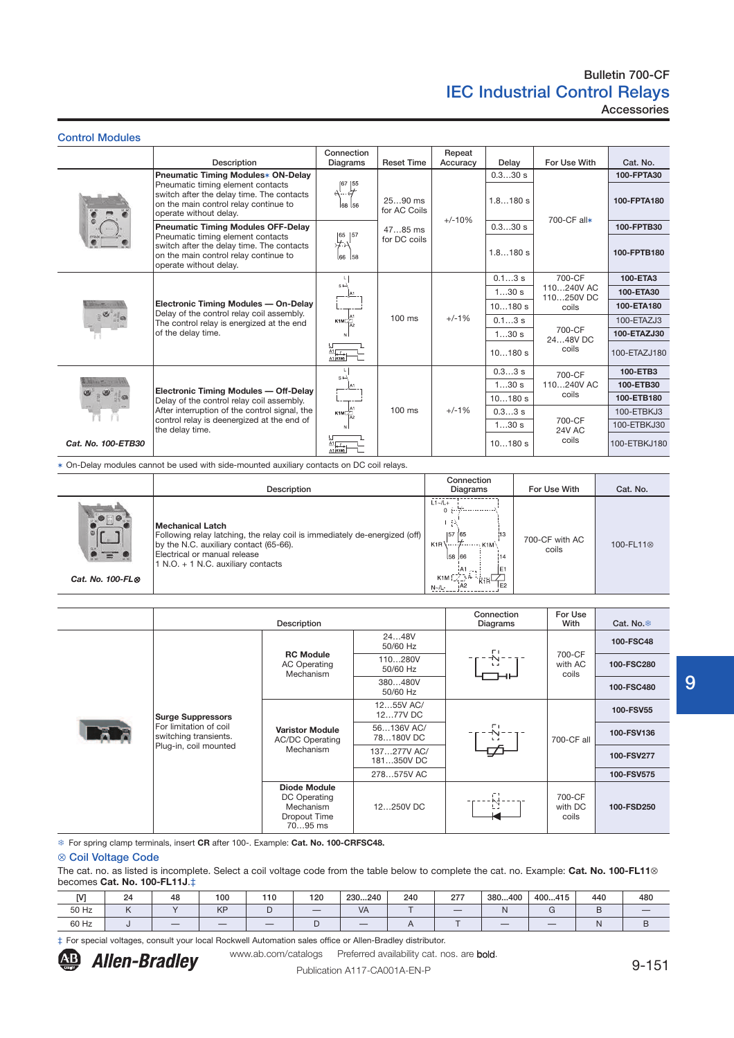## Control Modules

| | Description | Connection Diagrams | Reset Time | Repeat Accuracy | Delay | For Use With | Cat. No. |
|---|---|---|---|---|---|---|---|
| | **Pneumatic Timing Modules∗ ON-Delay** Pneumatic timing element contacts switch after the delay time. The contacts on the main control relay continue to operate without delay. | | 25…90 ms for AC Coils | +/-10% | 0.3…30 s | 700-CF all∗ | **100-FPTA30** |
| | | | | | 1.8…180 s | | **100-FPTA180** |
| | **Pneumatic Timing Modules OFF-Delay** Pneumatic timing element contacts switch after the delay time. The contacts on the main control relay continue to operate without delay. | | 47…85 ms for DC coils | | 0.3…30 s | | **100-FPTB30** |
| | | | | | 1.8…180 s | | **100-FPTB180** |
| | **Electronic Timing Modules — On-Delay** Delay of the control relay coil assembly. The control relay is energized at the end of the delay time. | | 100 ms | +/-1% | 0.1…3 s | 700-CF 110…240V AC 110…250V DC coils | **100-ETA3** |
| | | | | | 1…30 s | | **100-ETA30** |
| | | | | | 10…180 s | | **100-ETA180** |
| | | | | | 0.1…3 s | 700-CF 24…48V DC coils | 100-ETAZJ3 |
| | | | | | 1…30 s | | **100-ETAZJ30** |
| | | | | | 10…180 s | | 100-ETAZJ180 |
| Cat. No. 100-ETB30 | **Electronic Timing Modules — Off-Delay** Delay of the control relay coil assembly. After interruption of the control signal, the control relay is deenergized at the end of the delay time. | | 100 ms | +/-1% | 0.3…3 s | 700-CF 110…240V AC coils | **100-ETB3** |
| | | | | | 1…30 s | | **100-ETB30** |
| | | | | | 10…180 s | | **100-ETB180** |
| | | | | | 0.3…3 s | 700-CF 24V AC coils | 100-ETBKJ3 |
| | | | | | 1…30 s | | 100-ETBKJ30 |
| | | | | | 10…180 s | | 100-ETBKJ180 |

∗ On-Delay modules cannot be used with side-mounted auxiliary contacts on DC coil relays.

| | Description | Connection Diagrams | For Use With | Cat. No. |
|---|---|---|---|---|
| *Cat. No. 100-FL⊗* | **Mechanical Latch** Following relay latching, the relay coil is immediately de-energized (off) by the N.C. auxiliary contact (65-66). Electrical or manual release 1 N.O. + 1 N.C. auxiliary contacts | | 700-CF with AC coils | 100-FL11⊗ |

| | Description | | | Connection Diagrams | For Use With | Cat. No.❄ |
|---|---|---|---|---|---|---|
| | **Surge Suppressors** For limitation of coil switching transients. Plug-in, coil mounted | **RC Module** AC Operating Mechanism | 24…48V 50/60 Hz | | 700-CF with AC coils | **100-FSC48** |
| | | | 110…280V 50/60 Hz | | | **100-FSC280** |
| | | | 380…480V 50/60 Hz | | | **100-FSC480** |
| | | **Varistor Module** AC/DC Operating Mechanism | 12…55V AC/ 12…77V DC | | 700-CF all | **100-FSV55** |
| | | | 56…136V AC/ 78…180V DC | | | **100-FSV136** |
| | | | 137…277V AC/ 181…350V DC | | | **100-FSV277** |
| | | | 278…575V AC | | | **100-FSV575** |
| | | **Diode Module** DC Operating Mechanism Dropout Time 70…95 ms | 12…250V DC | | 700-CF with DC coils | **100-FSD250** |

❄ For spring clamp terminals, insert **CR** after 100-. Example: **Cat. No. 100-CRFSC48.**

### ⊗ Coil Voltage Code

The cat. no. as listed is incomplete. Select a coil voltage code from the table below to complete the cat. no. Example: **Cat. No. 100-FL11**⊗ becomes **Cat. No. 100-FL11J.**‡

| [V] | 24 | 48 | 100 | 110 | 120 | 230…240 | 240 | 277 | 380…400 | 400…415 | 440 | 480 |
|---|---|---|---|---|---|---|---|---|---|---|---|---|
| 50 Hz | K | Y | KP | D | — | VA | T | — | N | G | B | — |
| 60 Hz | J | — | — | — | D | — | A | T | — | — | N | B |

‡ For special voltages, consult your local Rockwell Automation sales office or Allen-Bradley distributor.

Preferred availability cat. nos. are **bold**.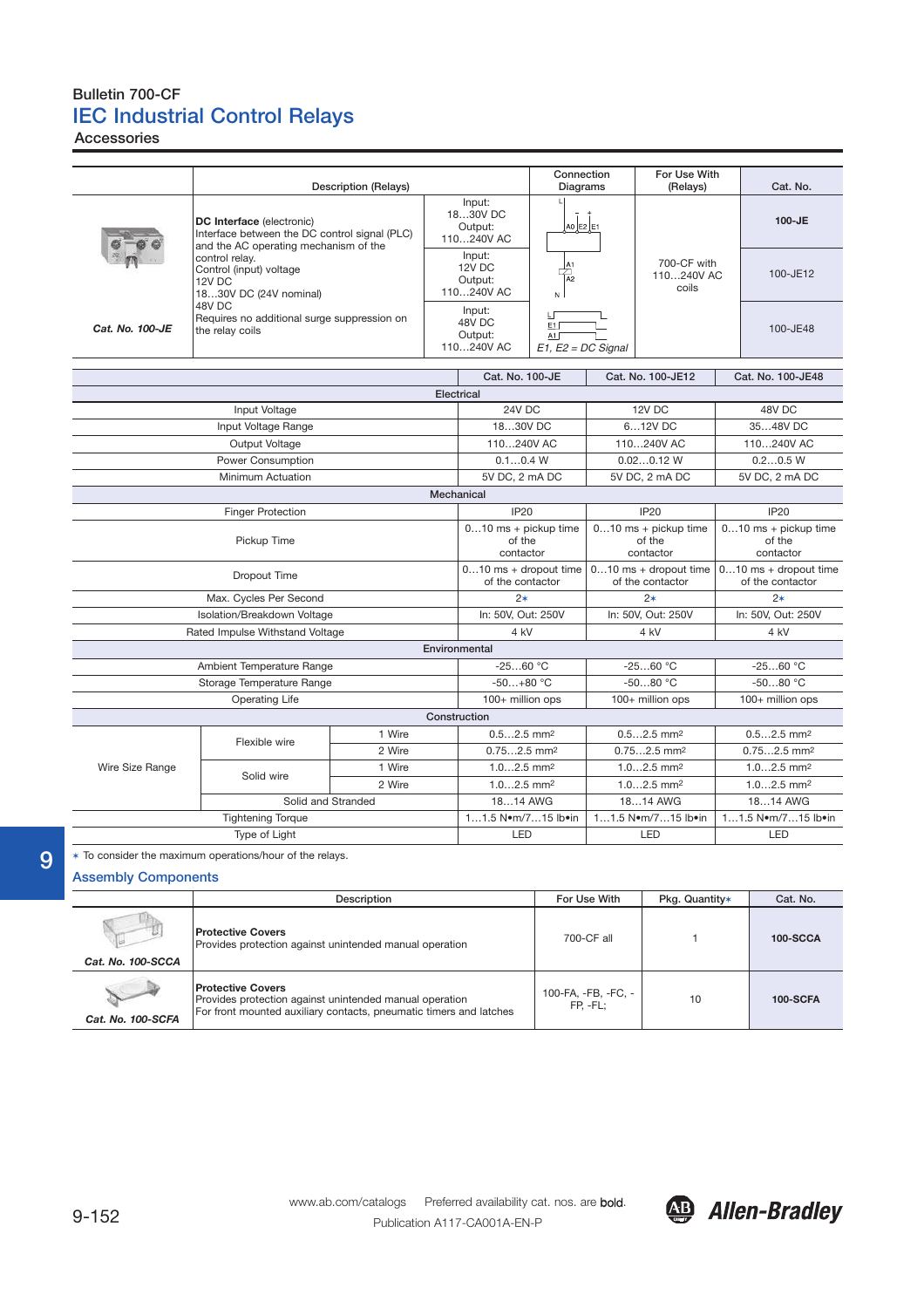Bulletin 700-CF

# IEC Industrial Control Relays

## Accessories

| | Description (Relays) | | Connection Diagrams | For Use With (Relays) | Cat. No. |
|---|---|---|---|---|---|
| *Cat. No. 100-JE* | **DC Interface** (electronic)<br>Interface between the DC control signal (PLC) and the AC operating mechanism of the control relay.<br>Control (input) voltage<br>12V DC<br>18…30V DC (24V nominal)<br>48V DC<br>Requires no additional surge suppression on the relay coils | Input:<br>18…30V DC<br>Output:<br>110…240V AC | | 700-CF with 110…240V AC coils | **100-JE** |
| | | Input:<br>12V DC<br>Output:<br>110…240V AC | | | 100-JE12 |
| | | Input:<br>48V DC<br>Output:<br>110…240V AC | *E1, E2 = DC Signal* | | 100-JE48 |

| | | | Cat. No. 100-JE | Cat. No. 100-JE12 | Cat. No. 100-JE48 |
|---|---|---|---|---|---|
| **Electrical** | | | | | |
| Input Voltage | | | 24V DC | 12V DC | 48V DC |
| Input Voltage Range | | | 18…30V DC | 6…12V DC | 35…48V DC |
| Output Voltage | | | 110…240V AC | 110…240V AC | 110…240V AC |
| Power Consumption | | | 0.1…0.4 W | 0.02…0.12 W | 0.2…0.5 W |
| Minimum Actuation | | | 5V DC, 2 mA DC | 5V DC, 2 mA DC | 5V DC, 2 mA DC |
| **Mechanical** | | | | | |
| Finger Protection | | | IP20 | IP20 | IP20 |
| Pickup Time | | | 0…10 ms + pickup time of the contactor | 0…10 ms + pickup time of the contactor | 0…10 ms + pickup time of the contactor |
| Dropout Time | | | 0…10 ms + dropout time of the contactor | 0…10 ms + dropout time of the contactor | 0…10 ms + dropout time of the contactor |
| Max. Cycles Per Second | | | 2∗ | 2∗ | 2∗ |
| Isolation/Breakdown Voltage | | | In: 50V, Out: 250V | In: 50V, Out: 250V | In: 50V, Out: 250V |
| Rated Impulse Withstand Voltage | | | 4 kV | 4 kV | 4 kV |
| **Environmental** | | | | | |
| Ambient Temperature Range | | | -25…60 °C | -25…60 °C | -25…60 °C |
| Storage Temperature Range | | | -50…+80 °C | -50…80 °C | -50…80 °C |
| Operating Life | | | 100+ million ops | 100+ million ops | 100+ million ops |
| **Construction** | | | | | |
| Wire Size Range | Flexible wire | 1 Wire | 0.5…2.5 mm² | 0.5…2.5 mm² | 0.5…2.5 mm² |
| | | 2 Wire | 0.75…2.5 mm² | 0.75…2.5 mm² | 0.75…2.5 mm² |
| | Solid wire | 1 Wire | 1.0…2.5 mm² | 1.0…2.5 mm² | 1.0…2.5 mm² |
| | | 2 Wire | 1.0…2.5 mm² | 1.0…2.5 mm² | 1.0…2.5 mm² |
| | Solid and Stranded | | 18…14 AWG | 18…14 AWG | 18…14 AWG |
| Tightening Torque | | | 1…1.5 N•m/7…15 lb•in | 1…1.5 N•m/7…15 lb•in | 1…1.5 N•m/7…15 lb•in |
| Type of Light | | | LED | LED | LED |

∗ To consider the maximum operations/hour of the relays.

### Assembly Components

| | Description | For Use With | Pkg. Quantity∗ | Cat. No. |
|---|---|---|---|---|
| *Cat. No. 100-SCCA* | **Protective Covers**<br>Provides protection against unintended manual operation | 700-CF all | 1 | **100-SCCA** |
| *Cat. No. 100-SCFA* | **Protective Covers**<br>Provides protection against unintended manual operation<br>For front mounted auxiliary contacts, pneumatic timers and latches | 100-FA, -FB, -FC, -FP, -FL; | 10 | **100-SCFA** |

www.ab.com/catalogs Preferred availability cat. nos. are **bold**.
Publication A117-CA001A-EN-P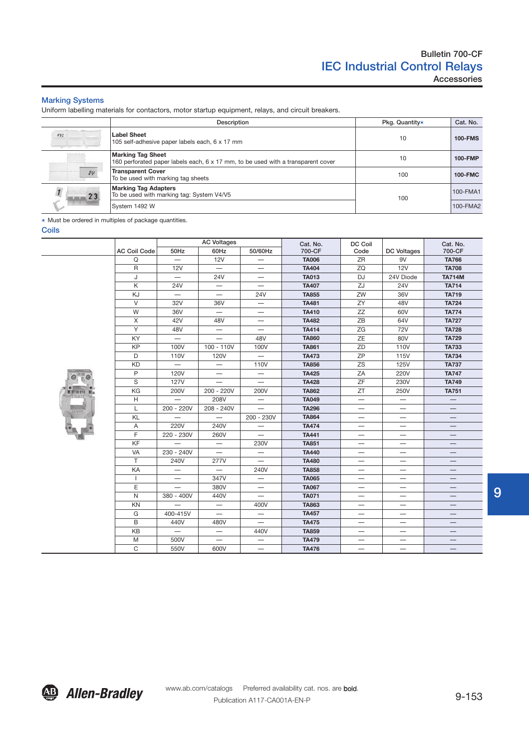## Marking Systems

Uniform labelling materials for contactors, motor startup equipment, relays, and circuit breakers.

| Description | Pkg. Quantity∗ | Cat. No. |
|---|---|---|
| **Label Sheet**<br>105 self-adhesive paper labels each, 6 x 17 mm | 10 | **100-FMS** |
| **Marking Tag Sheet**<br>160 perforated paper labels each, 6 x 17 mm, to be used with a transparent cover | 10 | **100-FMP** |
| **Transparent Cover**<br>To be used with marking tag sheets | 100 | **100-FMC** |
| **Marking Tag Adapters**<br>To be used with marking tag: System V4/V5 | 100 | 100-FMA1 |
| System 1492 W | | 100-FMA2 |

∗ Must be ordered in multiples of package quantities.

## Coils

| AC Coil Code | AC Voltages 50Hz | AC Voltages 60Hz | AC Voltages 50/60Hz | Cat. No. 700-CF | DC Coil Code | DC Voltages | Cat. No. 700-CF |
|---|---|---|---|---|---|---|---|
| Q | — | 12V | — | **TA006** | ZR | 9V | **TA766** |
| R | 12V | — | — | **TA404** | ZQ | 12V | **TA708** |
| J | — | 24V | — | **TA013** | DJ | 24V Diode | **TA714M** |
| K | 24V | — | — | **TA407** | ZJ | 24V | **TA714** |
| KJ | — | — | 24V | **TA855** | ZW | 36V | **TA719** |
| V | 32V | 36V | — | **TA481** | ZY | 48V | **TA724** |
| W | 36V | — | — | **TA410** | ZZ | 60V | **TA774** |
| X | 42V | 48V | — | **TA482** | ZB | 64V | **TA727** |
| Y | 48V | — | — | **TA414** | ZG | 72V | **TA728** |
| KY | — | — | 48V | **TA860** | ZE | 80V | **TA729** |
| KP | 100V | 100 - 110V | 100V | **TA861** | ZD | 110V | **TA733** |
| D | 110V | 120V | — | **TA473** | ZP | 115V | **TA734** |
| KD | — | — | 110V | **TA856** | ZS | 125V | **TA737** |
| P | 120V | — | — | **TA425** | ZA | 220V | **TA747** |
| S | 127V | — | — | **TA428** | ZF | 230V | **TA749** |
| KG | 200V | 200 - 220V | 200V | **TA862** | ZT | 250V | **TA751** |
| H | — | 208V | — | **TA049** | — | — | — |
| L | 200 - 220V | 208 - 240V | — | **TA296** | — | — | — |
| KL | — | — | 200 - 230V | **TA864** | — | — | — |
| A | 220V | 240V | — | **TA474** | — | — | — |
| F | 220 - 230V | 260V | — | **TA441** | — | — | — |
| KF | — | — | 230V | **TA851** | — | — | — |
| VA | 230 - 240V | — | — | **TA440** | — | — | — |
| T | 240V | 277V | — | **TA480** | — | — | — |
| KA | — | — | 240V | **TA858** | — | — | — |
| I | — | 347V | — | **TA065** | — | — | — |
| E | — | 380V | — | **TA067** | — | — | — |
| N | 380 - 400V | 440V | — | **TA071** | — | — | — |
| KN | — | — | 400V | **TA863** | — | — | — |
| G | 400-415V | — | — | **TA457** | — | — | — |
| B | 440V | 480V | — | **TA475** | — | — | — |
| KB | — | — | 440V | **TA859** | — | — | — |
| M | 500V | — | — | **TA479** | — | — | — |
| C | 550V | 600V | — | **TA476** | — | — | — |

www.ab.com/catalogs  Preferred availability cat. nos. are **bold**.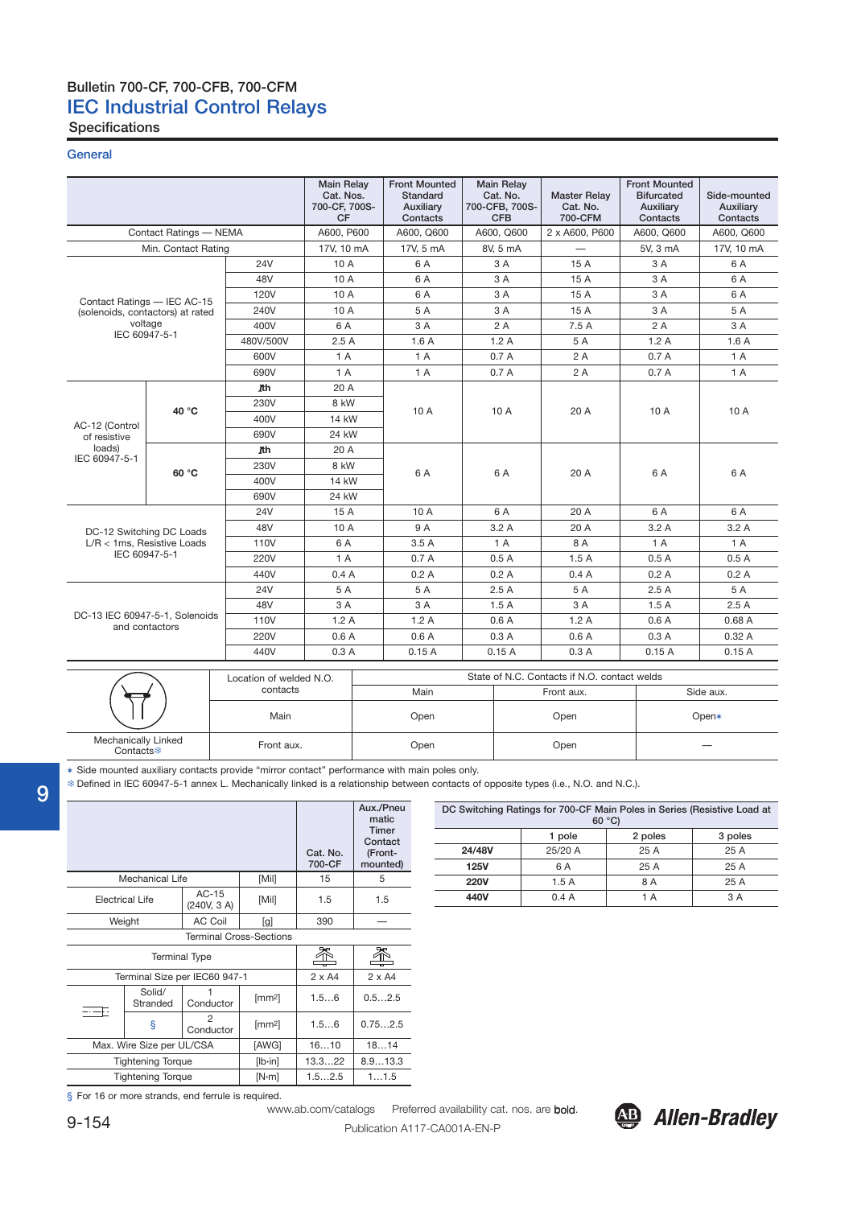## Bulletin 700-CF, 700-CFB, 700-CFM

# IEC Industrial Control Relays

### Specifications

## General

| | | | Main Relay Cat. Nos. 700-CF, 700S-CF | Front Mounted Standard Auxiliary Contacts | Main Relay Cat. No. 700-CFB, 700S-CFB | Master Relay Cat. No. 700-CFM | Front Mounted Bifurcated Auxiliary Contacts | Side-mounted Auxiliary Contacts |
|---|---|---|---|---|---|---|---|---|
| Contact Ratings — NEMA | | | A600, P600 | A600, Q600 | A600, Q600 | 2 x A600, P600 | A600, Q600 | A600, Q600 |
| Min. Contact Rating | | | 17V, 10 mA | 17V, 5 mA | 8V, 5 mA | — | 5V, 3 mA | 17V, 10 mA |
| Contact Ratings — IEC AC-15 (solenoids, contactors) at rated voltage IEC 60947-5-1 | | 24V | 10 A | 6 A | 3 A | 15 A | 3 A | 6 A |
| | | 48V | 10 A | 6 A | 3 A | 15 A | 3 A | 6 A |
| | | 120V | 10 A | 6 A | 3 A | 15 A | 3 A | 6 A |
| | | 240V | 10 A | 5 A | 3 A | 15 A | 3 A | 5 A |
| | | 400V | 6 A | 3 A | 2 A | 7.5 A | 2 A | 3 A |
| | | 480V/500V | 2.5 A | 1.6 A | 1.2 A | 5 A | 1.2 A | 1.6 A |
| | | 600V | 1 A | 1 A | 0.7 A | 2 A | 0.7 A | 1 A |
| | | 690V | 1 A | 1 A | 0.7 A | 2 A | 0.7 A | 1 A |
| AC-12 (Control of resistive loads) IEC 60947-5-1 | 40 °C | $I_{th}$ | 20 A | 10 A | 10 A | 20 A | 10 A | 10 A |
| | | 230V | 8 kW | | | | | |
| | | 400V | 14 kW | | | | | |
| | | 690V | 24 kW | | | | | |
| | 60 °C | $I_{th}$ | 20 A | 6 A | 6 A | 20 A | 6 A | 6 A |
| | | 230V | 8 kW | | | | | |
| | | 400V | 14 kW | | | | | |
| | | 690V | 24 kW | | | | | |
| DC-12 Switching DC Loads L/R < 1ms, Resistive Loads IEC 60947-5-1 | | 24V | 15 A | 10 A | 6 A | 20 A | 6 A | 6 A |
| | | 48V | 10 A | 9 A | 3.2 A | 20 A | 3.2 A | 3.2 A |
| | | 110V | 6 A | 3.5 A | 1 A | 8 A | 1 A | 1 A |
| | | 220V | 1 A | 0.7 A | 0.5 A | 1.5 A | 0.5 A | 0.5 A |
| | | 440V | 0.4 A | 0.2 A | 0.2 A | 0.4 A | 0.2 A | 0.2 A |
| DC-13 IEC 60947-5-1, Solenoids and contactors | | 24V | 5 A | 5 A | 2.5 A | 5 A | 2.5 A | 5 A |
| | | 48V | 3 A | 3 A | 1.5 A | 3 A | 1.5 A | 2.5 A |
| | | 110V | 1.2 A | 1.2 A | 0.6 A | 1.2 A | 0.6 A | 0.68 A |
| | | 220V | 0.6 A | 0.6 A | 0.3 A | 0.6 A | 0.3 A | 0.32 A |
| | | 440V | 0.3 A | 0.15 A | 0.15 A | 0.3 A | 0.15 A | 0.15 A |

| Mechanically Linked Contacts❄ | Location of welded N.O. contacts | State of N.C. Contacts if N.O. contact welds | | |
|---|---|---|---|---|
| | | Main | Front aux. | Side aux. |
| | Main | Open | Open | Open∗ |
| | Front aux. | Open | Open | — |

∗ Side mounted auxiliary contacts provide "mirror contact" performance with main poles only.

❄ Defined in IEC 60947-5-1 annex L. Mechanically linked is a relationship between contacts of opposite types (i.e., N.O. and N.C.).

| | | | Cat. No. 700-CF | Aux./Pneumatic Timer Contact (Front-mounted) |
|---|---|---|---|---|
| Mechanical Life | | [Mil] | 15 | 5 |
| Electrical Life | AC-15 (240V, 3 A) | [Mil] | 1.5 | 1.5 |
| Weight | AC Coil | [g] | 390 | — |
| Terminal Cross-Sections | | | | |
| Terminal Type | | | | |
| Terminal Size per IEC60 947-1 | | | 2 x A4 | 2 x A4 |
| Solid/ Stranded | 1 Conductor | [mm²] | 1.5…6 | 0.5…2.5 |
| § | 2 Conductor | [mm²] | 1.5…6 | 0.75…2.5 |
| Max. Wire Size per UL/CSA | | [AWG] | 16…10 | 18…14 |
| Tightening Torque | | [lb-in] | 13.3…22 | 8.9…13.3 |
| Tightening Torque | | [N•m] | 1.5…2.5 | 1…1.5 |

§ For 16 or more strands, end ferrule is required.

| DC Switching Ratings for 700-CF Main Poles in Series (Resistive Load at 60 °C) | | | |
|---|---|---|---|
| | 1 pole | 2 poles | 3 poles |
| **24/48V** | 25/20 A | 25 A | 25 A |
| **125V** | 6 A | 25 A | 25 A |
| **220V** | 1.5 A | 8 A | 25 A |
| **440V** | 0.4 A | 1 A | 3 A |

www.ab.com/catalogs Preferred availability cat. nos. are **bold**.

Publication A117-CA001A-EN-P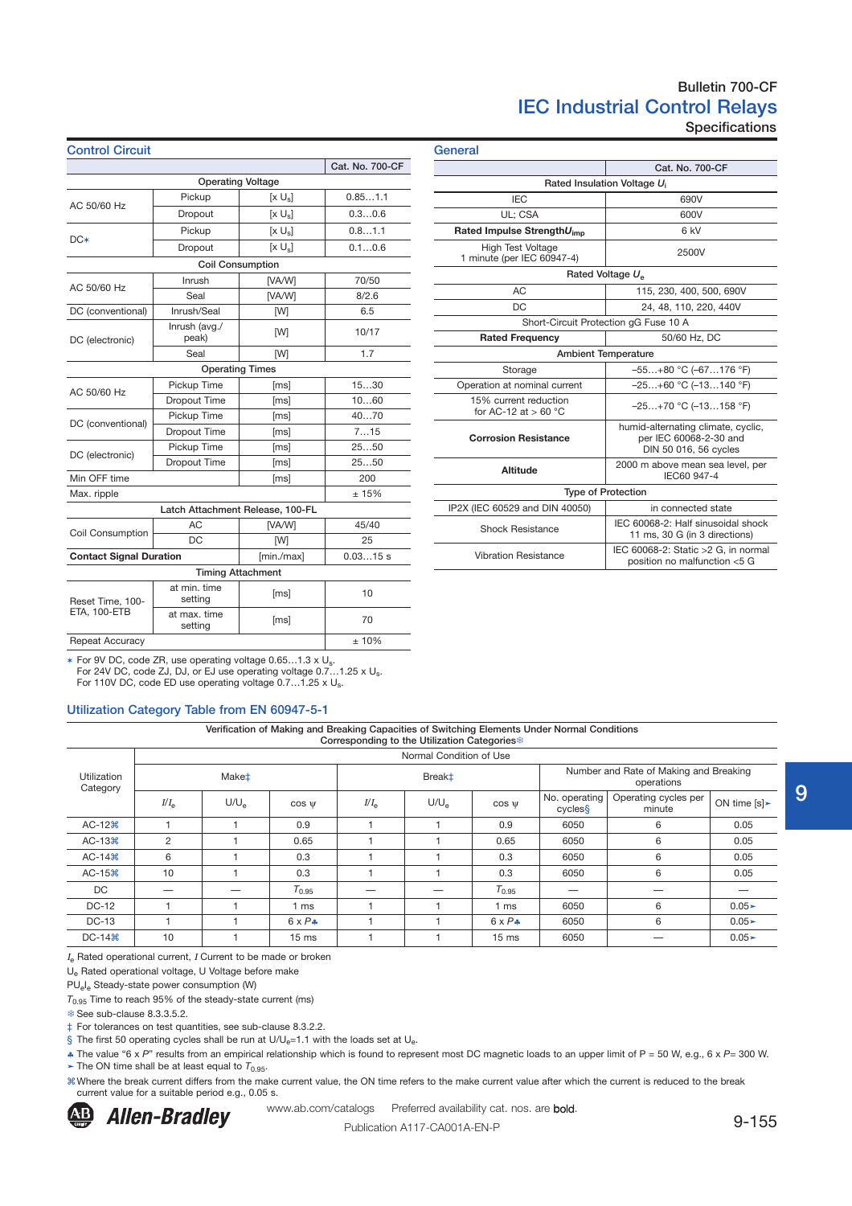## Control Circuit

| | | | Cat. No. 700-CF |
|---|---|---|---|
| Operating Voltage | | | |
| AC 50/60 Hz | Pickup | [x $U_s$] | 0.85…1.1 |
| | Dropout | [x $U_s$] | 0.3…0.6 |
| DC∗ | Pickup | [x $U_s$] | 0.8…1.1 |
| | Dropout | [x $U_s$] | 0.1…0.6 |
| Coil Consumption | | | |
| AC 50/60 Hz | Inrush | [VA/W] | 70/50 |
| | Seal | [VA/W] | 8/2.6 |
| DC (conventional) | Inrush/Seal | [W] | 6.5 |
| DC (electronic) | Inrush (avg./peak) | [W] | 10/17 |
| | Seal | [W] | 1.7 |
| Operating Times | | | |
| AC 50/60 Hz | Pickup Time | [ms] | 15…30 |
| | Dropout Time | [ms] | 10…60 |
| DC (conventional) | Pickup Time | [ms] | 40…70 |
| | Dropout Time | [ms] | 7…15 |
| DC (electronic) | Pickup Time | [ms] | 25…50 |
| | Dropout Time | [ms] | 25…50 |
| Min OFF time | | [ms] | 200 |
| Max. ripple | | | ± 15% |
| Latch Attachment Release, 100-FL | | | |
| Coil Consumption | AC | [VA/W] | 45/40 |
| | DC | [W] | 25 |
| **Contact Signal Duration** | | [min./max] | 0.03…15 s |
| Timing Attachment | | | |
| Reset Time, 100-ETA, 100-ETB | at min. time setting | [ms] | 10 |
| | at max. time setting | [ms] | 70 |
| Repeat Accuracy | | | ± 10% |

∗ For 9V DC, code ZR, use operating voltage 0.65…1.3 x $U_s$.
For 24V DC, code ZJ, DJ, or EJ use operating voltage 0.7…1.25 x $U_s$.
For 110V DC, code ED use operating voltage 0.7…1.25 x $U_s$.

## General

| | Cat. No. 700-CF |
|---|---|
| Rated Insulation Voltage $U_i$ | |
| IEC | 690V |
| UL; CSA | 600V |
| **Rated Impulse Strength $U_{imp}$** | 6 kV |
| High Test Voltage 1 minute (per IEC 60947-4) | 2500V |
| Rated Voltage $U_e$ | |
| AC | 115, 230, 400, 500, 690V |
| DC | 24, 48, 110, 220, 440V |
| Short-Circuit Protection gG Fuse 10 A | |
| **Rated Frequency** | 50/60 Hz, DC |
| Ambient Temperature | |
| Storage | −55…+80 °C (−67…176 °F) |
| Operation at nominal current | −25…+60 °C (−13…140 °F) |
| 15% current reduction for AC-12 at > 60 °C | −25…+70 °C (−13…158 °F) |
| **Corrosion Resistance** | humid-alternating climate, cyclic, per IEC 60068-2-30 and DIN 50 016, 56 cycles |
| **Altitude** | 2000 m above mean sea level, per IEC60 947-4 |
| Type of Protection | |
| IP2X (IEC 60529 and DIN 40050) | in connected state |
| Shock Resistance | IEC 60068-2: Half sinusoidal shock 11 ms, 30 G (in 3 directions) |
| Vibration Resistance | IEC 60068-2: Static >2 G, in normal position no malfunction <5 G |

## Utilization Category Table from EN 60947-5-1

Verification of Making and Breaking Capacities of Switching Elements Under Normal Conditions Corresponding to the Utilization Categories❄

| Utilization Category | Normal Condition of Use | | | | | | | | |
|---|---|---|---|---|---|---|---|---|---|
| | Make‡ | | | Break‡ | | | Number and Rate of Making and Breaking operations | | |
| | $I/I_e$ | $U/U_e$ | cos ψ | $I/I_e$ | $U/U_e$ | cos ψ | No. operating cycles§ | Operating cycles per minute | ON time [s]➤ |
| AC-12⌘ | 1 | 1 | 0.9 | 1 | 1 | 0.9 | 6050 | 6 | 0.05 |
| AC-13⌘ | 2 | 1 | 0.65 | 1 | 1 | 0.65 | 6050 | 6 | 0.05 |
| AC-14⌘ | 6 | 1 | 0.3 | 1 | 1 | 0.3 | 6050 | 6 | 0.05 |
| AC-15⌘ | 10 | 1 | 0.3 | 1 | 1 | 0.3 | 6050 | 6 | 0.05 |
| DC | — | — | $T_{0.95}$ | — | — | $T_{0.95}$ | — | — | — |
| DC-12 | 1 | 1 | 1 ms | 1 | 1 | 1 ms | 6050 | 6 | 0.05➤ |
| DC-13 | 1 | 1 | 6 x $P$♣ | 1 | 1 | 6 x $P$♣ | 6050 | 6 | 0.05➤ |
| DC-14⌘ | 10 | 1 | 15 ms | 1 | 1 | 15 ms | 6050 | — | 0.05➤ |

$I_e$ Rated operational current, $I$ Current to be made or broken
$U_e$ Rated operational voltage, U Voltage before make
$PU_eI_e$ Steady-state power consumption (W)
$T_{0.95}$ Time to reach 95% of the steady-state current (ms)
❄ See sub-clause 8.3.3.5.2.
‡ For tolerances on test quantities, see sub-clause 8.3.2.2.
§ The first 50 operating cycles shall be run at $U/U_e$=1.1 with the loads set at $U_e$.
♣ The value "6 x $P$" results from an empirical relationship which is found to represent most DC magnetic loads to an upper limit of P = 50 W, e.g., 6 x $P$= 300 W.
➤ The ON time shall be at least equal to $T_{0.95}$.
⌘ Where the break current differs from the make current value, the ON time refers to the make current value after which the current is reduced to the break current value for a suitable period e.g., 0.05 s.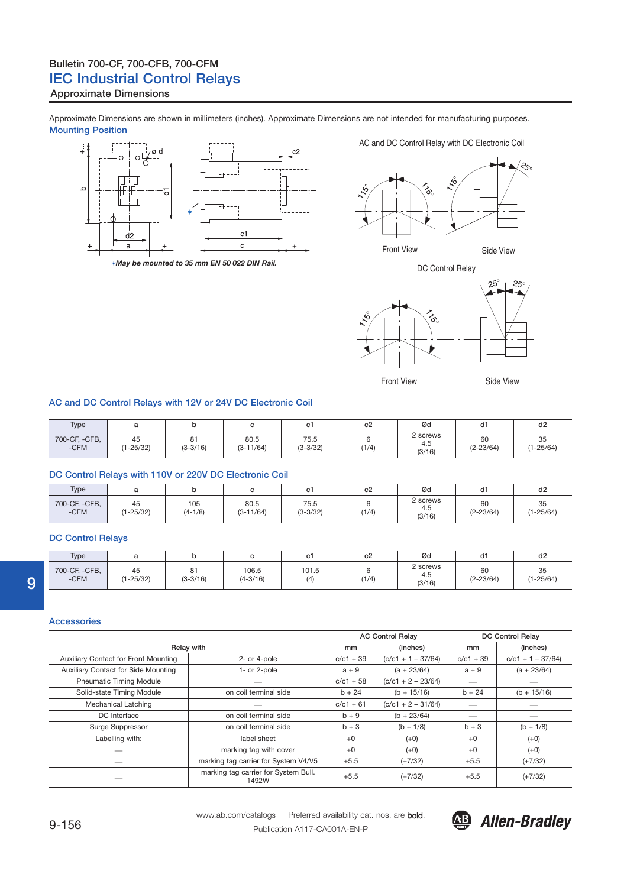Bulletin 700-CF, 700-CFB, 700-CFM

# IEC Industrial Control Relays

## Approximate Dimensions

Approximate Dimensions are shown in millimeters (inches). Approximate Dimensions are not intended for manufacturing purposes.

### Mounting Position

ø d
b
d1
d2
a
c2
c1
c
*

*May be mounted to 35 mm EN 50 022 DIN Rail.*

AC and DC Control Relay with DC Electronic Coil

115°
115°
115°
25°

Front View

Side View

DC Control Relay

25°
25°
115°
115°

Front View

Side View

### AC and DC Control Relays with 12V or 24V DC Electronic Coil

| Type | a | b | c | c1 | c2 | Ød | d1 | d2 |
|---|---|---|---|---|---|---|---|---|
| 700-CF, -CFB, -CFM | 45 (1-25/32) | 81 (3-3/16) | 80.5 (3-11/64) | 75.5 (3-3/32) | 6 (1/4) | 2 screws 4.5 (3/16) | 60 (2-23/64) | 35 (1-25/64) |

### DC Control Relays with 110V or 220V DC Electronic Coil

| Type | a | b | c | c1 | c2 | Ød | d1 | d2 |
|---|---|---|---|---|---|---|---|---|
| 700-CF, -CFB, -CFM | 45 (1-25/32) | 105 (4-1/8) | 80.5 (3-11/64) | 75.5 (3-3/32) | 6 (1/4) | 2 screws 4.5 (3/16) | 60 (2-23/64) | 35 (1-25/64) |

### DC Control Relays

| Type | a | b | c | c1 | c2 | Ød | d1 | d2 |
|---|---|---|---|---|---|---|---|---|
| 700-CF, -CFB, -CFM | 45 (1-25/32) | 81 (3-3/16) | 106.5 (4-3/16) | 101.5 (4) | 6 (1/4) | 2 screws 4.5 (3/16) | 60 (2-23/64) | 35 (1-25/64) |

### Accessories

| Relay with | | AC Control Relay | | DC Control Relay | |
|---|---|---|---|---|---|
| | | mm | (inches) | mm | (inches) |
| Auxiliary Contact for Front Mounting | 2- or 4-pole | c/c1 + 39 | (c/c1 + 1 – 37/64) | c/c1 + 39 | (c/c1 + 1 – 37/64) |
| Auxiliary Contact for Side Mounting | 1- or 2-pole | a + 9 | (a + 23/64) | a + 9 | (a + 23/64) |
| Pneumatic Timing Module | — | c/c1 + 58 | (c/c1 + 2 – 23/64) | — | — |
| Solid-state Timing Module | on coil terminal side | b + 24 | (b + 15/16) | b + 24 | (b + 15/16) |
| Mechanical Latching | — | c/c1 + 61 | (c/c1 + 2 – 31/64) | — | — |
| DC Interface | on coil terminal side | b + 9 | (b + 23/64) | — | — |
| Surge Suppressor | on coil terminal side | b + 3 | (b + 1/8) | b + 3 | (b + 1/8) |
| Labelling with: | label sheet | +0 | (+0) | +0 | (+0) |
| — | marking tag with cover | +0 | (+0) | +0 | (+0) |
| — | marking tag carrier for System V4/V5 | +5.5 | (+7/32) | +5.5 | (+7/32) |
| — | marking tag carrier for System Bull. 1492W | +5.5 | (+7/32) | +5.5 | (+7/32) |

www.ab.com/catalogs Preferred availability cat. nos. are **bold**.

Publication A117-CA001A-EN-P

Allen-Bradley